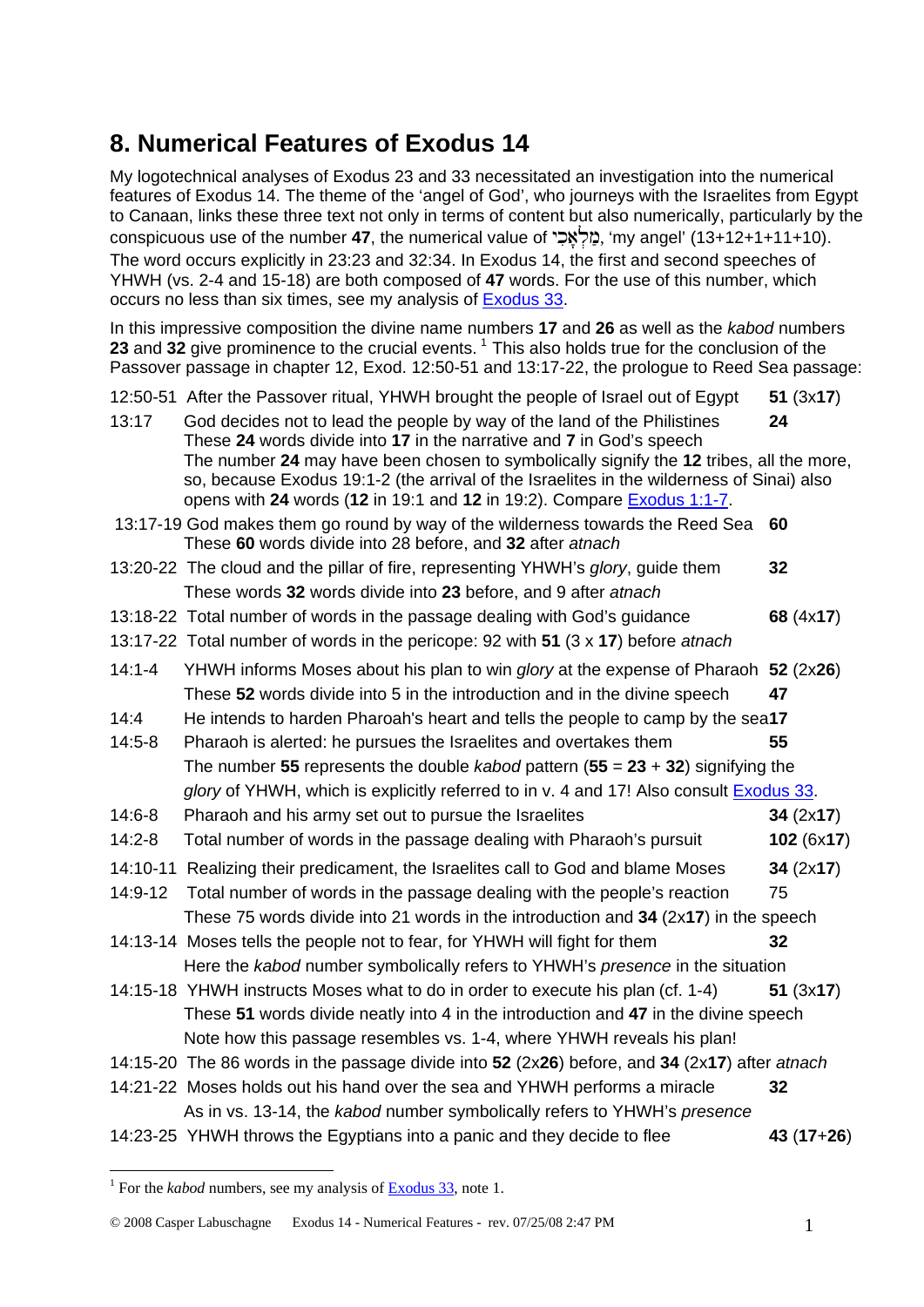# 8. Numerical Features of Exodus 14

My logotechnical analyses of Exodus 23 and 33 necessitated an investigation into the numerical features of Exodus 14. The theme of the 'angel of God', who journeys with the Israelites from Egypt to Canaan, links these three text not only in terms of content but also numerically, particularly by the conspicuous use of the number **47**, the numerical value of מַלְאָכִי, 'my angel' (13+12+1+11+10). The word occurs explicitly in 23:23 and 32:34. In Exodus 14, the first and second speeches of YHWH (vs. 2-4 and 15-18) are both composed of **47** words. For the use of this number, which occurs no less than six times, see my analysis of Exodus 33.

In this impressive composition the divine name numbers **17** and **26** as well as the *kabod* numbers **23** and **32** give prominence to the crucial events. [1] This also holds true for the conclusion of the Passover passage in chapter 12, Exod. 12:50-51 and 13:17-22, the prologue to Reed Sea passage:

| | | |
|---|---|---|
| 12:50-51 | After the Passover ritual, YHWH brought the people of Israel out of Egypt | **51** (3x**17**) |
| 13:17 | God decides not to lead the people by way of the land of the Philistines<br>These **24** words divide into **17** in the narrative and **7** in God's speech<br>The number **24** may have been chosen to symbolically signify the **12** tribes, all the more, so, because Exodus 19:1-2 (the arrival of the Israelites in the wilderness of Sinai) also opens with **24** words (**12** in 19:1 and **12** in 19:2). Compare Exodus 1:1-7. | **24** |
| 13:17-19 | God makes them go round by way of the wilderness towards the Reed Sea<br>These **60** words divide into 28 before, and **32** after *atnach* | **60** |
| 13:20-22 | The cloud and the pillar of fire, representing YHWH's *glory*, guide them<br>These words **32** words divide into **23** before, and 9 after *atnach* | **32** |
| 13:18-22 | Total number of words in the passage dealing with God's guidance | **68** (4x**17**) |
| 13:17-22 | Total number of words in the pericope: 92 with **51** (3 x **17**) before *atnach* | |
| 14:1-4 | YHWH informs Moses about his plan to win *glory* at the expense of Pharaoh<br>These **52** words divide into 5 in the introduction and in the divine speech | **52** (2x**26**)<br>**47** |
| 14:4 | He intends to harden Pharoah's heart and tells the people to camp by the sea | **17** |
| 14:5-8 | Pharaoh is alerted: he pursues the Israelites and overtakes them<br>The number **55** represents the double *kabod* pattern (**55** = **23** + **32**) signifying the *glory* of YHWH, which is explicitly referred to in v. 4 and 17! Also consult Exodus 33. | **55** |
| 14:6-8 | Pharaoh and his army set out to pursue the Israelites | **34** (2x**17**) |
| 14:2-8 | Total number of words in the passage dealing with Pharaoh's pursuit | **102** (6x**17**) |
| 14:10-11 | Realizing their predicament, the Israelites call to God and blame Moses | **34** (2x**17**) |
| 14:9-12 | Total number of words in the passage dealing with the people's reaction<br>These 75 words divide into 21 words in the introduction and **34** (2x**17**) in the speech | 75 |
| 14:13-14 | Moses tells the people not to fear, for YHWH will fight for them<br>Here the *kabod* number symbolically refers to YHWH's *presence* in the situation | **32** |
| 14:15-18 | YHWH instructs Moses what to do in order to execute his plan (cf. 1-4)<br>These **51** words divide neatly into 4 in the introduction and **47** in the divine speech<br>Note how this passage resembles vs. 1-4, where YHWH reveals his plan! | **51** (3x**17**) |
| 14:15-20 | The 86 words in the passage divide into **52** (2x**26**) before, and **34** (2x**17**) after *atnach* | |
| 14:21-22 | Moses holds out his hand over the sea and YHWH performs a miracle<br>As in vs. 13-14, the *kabod* number symbolically refers to YHWH's *presence* | **32** |
| 14:23-25 | YHWH throws the Egyptians into a panic and they decide to flee | **43** (**17**+**26**) |

[1] For the *kabod* numbers, see my analysis of Exodus 33, note 1.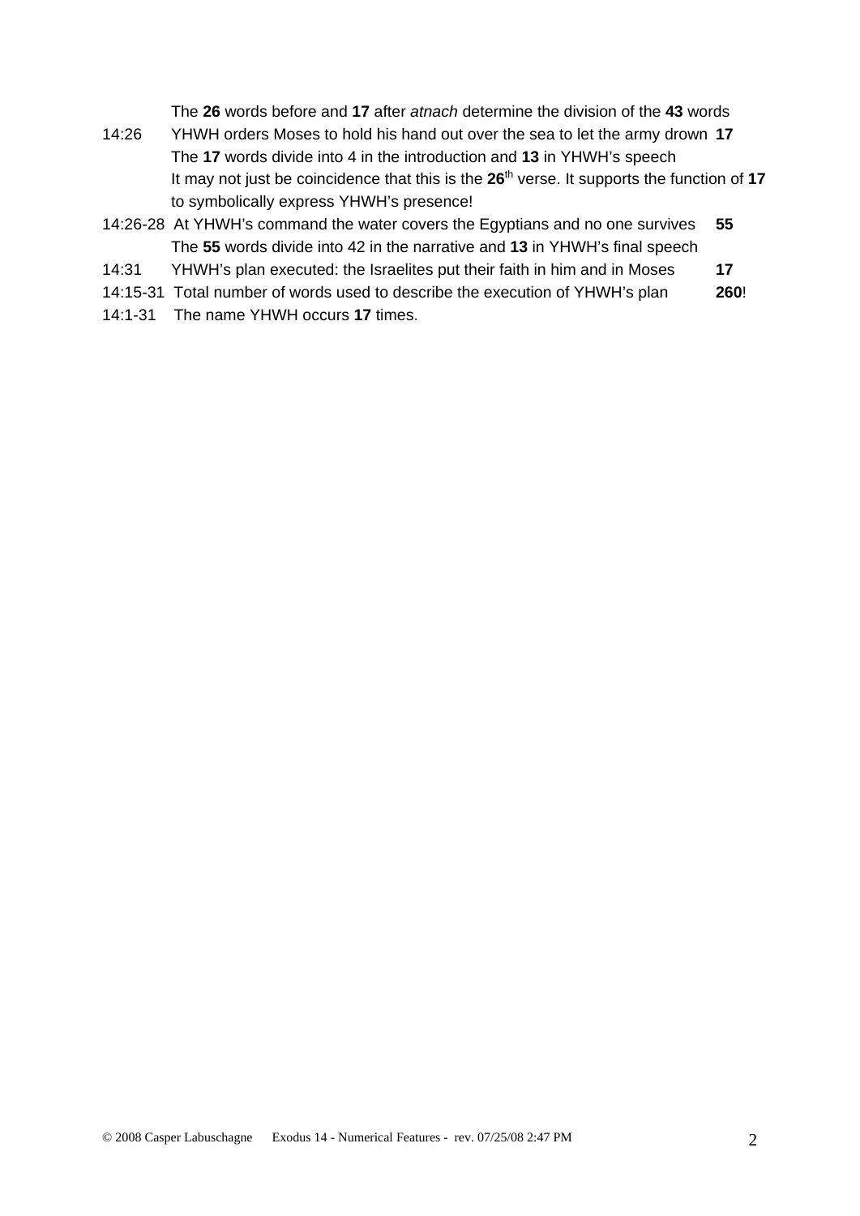| | | |
|---|---|---|
| | The **26** words before and **17** after *atnach* determine the division of the **43** words | |
| 14:26 | YHWH orders Moses to hold his hand out over the sea to let the army drown | **17** |
| | The **17** words divide into 4 in the introduction and **13** in YHWH's speech | |
| | It may not just be coincidence that this is the **26**th verse. It supports the function of **17** to symbolically express YHWH's presence! | |
| 14:26-28 | At YHWH's command the water covers the Egyptians and no one survives | **55** |
| | The **55** words divide into 42 in the narrative and **13** in YHWH's final speech | |
| 14:31 | YHWH's plan executed: the Israelites put their faith in him and in Moses | **17** |
| 14:15-31 | Total number of words used to describe the execution of YHWH's plan | **260**! |
| 14:1-31 | The name YHWH occurs **17** times. | |

© 2008 Casper Labuschagne Exodus 14 - Numerical Features - rev. 07/25/08 2:47 PM